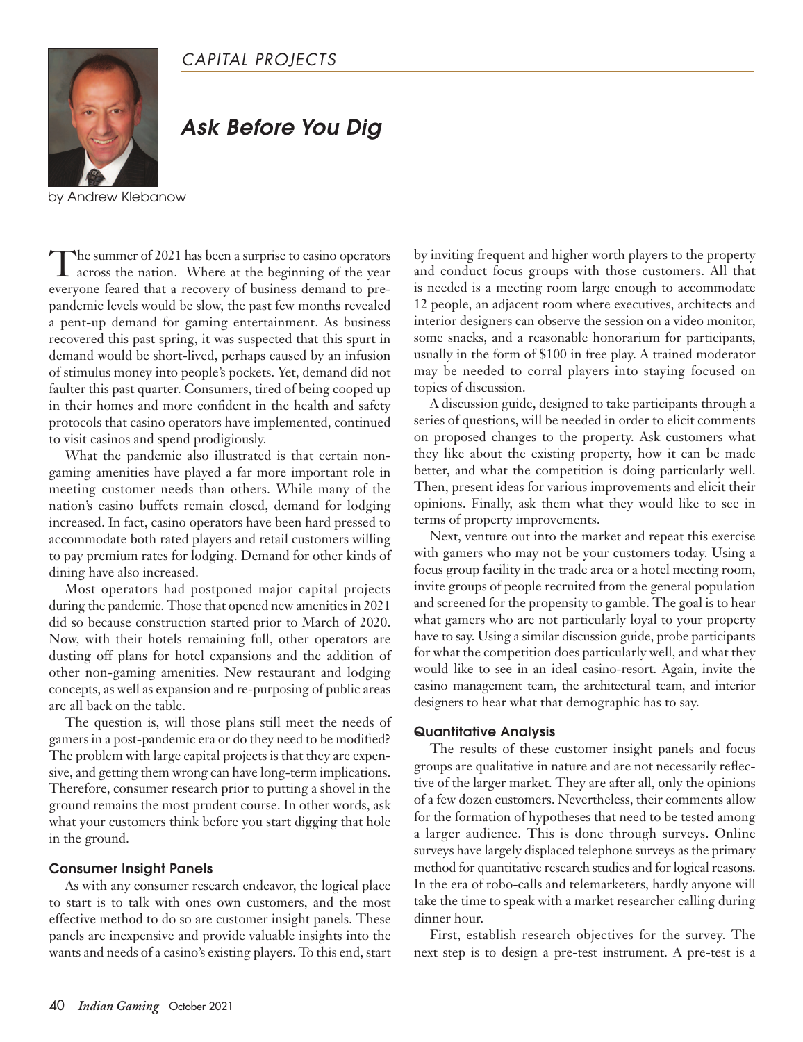CAPITAL PROJECTS

# Ask Before You Dig

by Andrew Klebanow

The summer of 2021 has been a surprise to casino operators across the nation. Where at the beginning of the year everyone feared that a recovery of business demand to pre-pandemic levels would be slow, the past few months revealed a pent-up demand for gaming entertainment. As business recovered this past spring, it was suspected that this spurt in demand would be short-lived, perhaps caused by an infusion of stimulus money into people's pockets. Yet, demand did not faulter this past quarter. Consumers, tired of being cooped up in their homes and more confident in the health and safety protocols that casino operators have implemented, continued to visit casinos and spend prodigiously.

What the pandemic also illustrated is that certain non-gaming amenities have played a far more important role in meeting customer needs than others. While many of the nation's casino buffets remain closed, demand for lodging increased. In fact, casino operators have been hard pressed to accommodate both rated players and retail customers willing to pay premium rates for lodging. Demand for other kinds of dining have also increased.

Most operators had postponed major capital projects during the pandemic. Those that opened new amenities in 2021 did so because construction started prior to March of 2020. Now, with their hotels remaining full, other operators are dusting off plans for hotel expansions and the addition of other non-gaming amenities. New restaurant and lodging concepts, as well as expansion and re-purposing of public areas are all back on the table.

The question is, will those plans still meet the needs of gamers in a post-pandemic era or do they need to be modified? The problem with large capital projects is that they are expensive, and getting them wrong can have long-term implications. Therefore, consumer research prior to putting a shovel in the ground remains the most prudent course. In other words, ask what your customers think before you start digging that hole in the ground.

## Consumer Insight Panels

As with any consumer research endeavor, the logical place to start is to talk with ones own customers, and the most effective method to do so are customer insight panels. These panels are inexpensive and provide valuable insights into the wants and needs of a casino's existing players. To this end, start by inviting frequent and higher worth players to the property and conduct focus groups with those customers. All that is needed is a meeting room large enough to accommodate 12 people, an adjacent room where executives, architects and interior designers can observe the session on a video monitor, some snacks, and a reasonable honorarium for participants, usually in the form of $100 in free play. A trained moderator may be needed to corral players into staying focused on topics of discussion.

A discussion guide, designed to take participants through a series of questions, will be needed in order to elicit comments on proposed changes to the property. Ask customers what they like about the existing property, how it can be made better, and what the competition is doing particularly well. Then, present ideas for various improvements and elicit their opinions. Finally, ask them what they would like to see in terms of property improvements.

Next, venture out into the market and repeat this exercise with gamers who may not be your customers today. Using a focus group facility in the trade area or a hotel meeting room, invite groups of people recruited from the general population and screened for the propensity to gamble. The goal is to hear what gamers who are not particularly loyal to your property have to say. Using a similar discussion guide, probe participants for what the competition does particularly well, and what they would like to see in an ideal casino-resort. Again, invite the casino management team, the architectural team, and interior designers to hear what that demographic has to say.

## Quantitative Analysis

The results of these customer insight panels and focus groups are qualitative in nature and are not necessarily reflective of the larger market. They are after all, only the opinions of a few dozen customers. Nevertheless, their comments allow for the formation of hypotheses that need to be tested among a larger audience. This is done through surveys. Online surveys have largely displaced telephone surveys as the primary method for quantitative research studies and for logical reasons. In the era of robo-calls and telemarketers, hardly anyone will take the time to speak with a market researcher calling during dinner hour.

First, establish research objectives for the survey. The next step is to design a pre-test instrument. A pre-test is a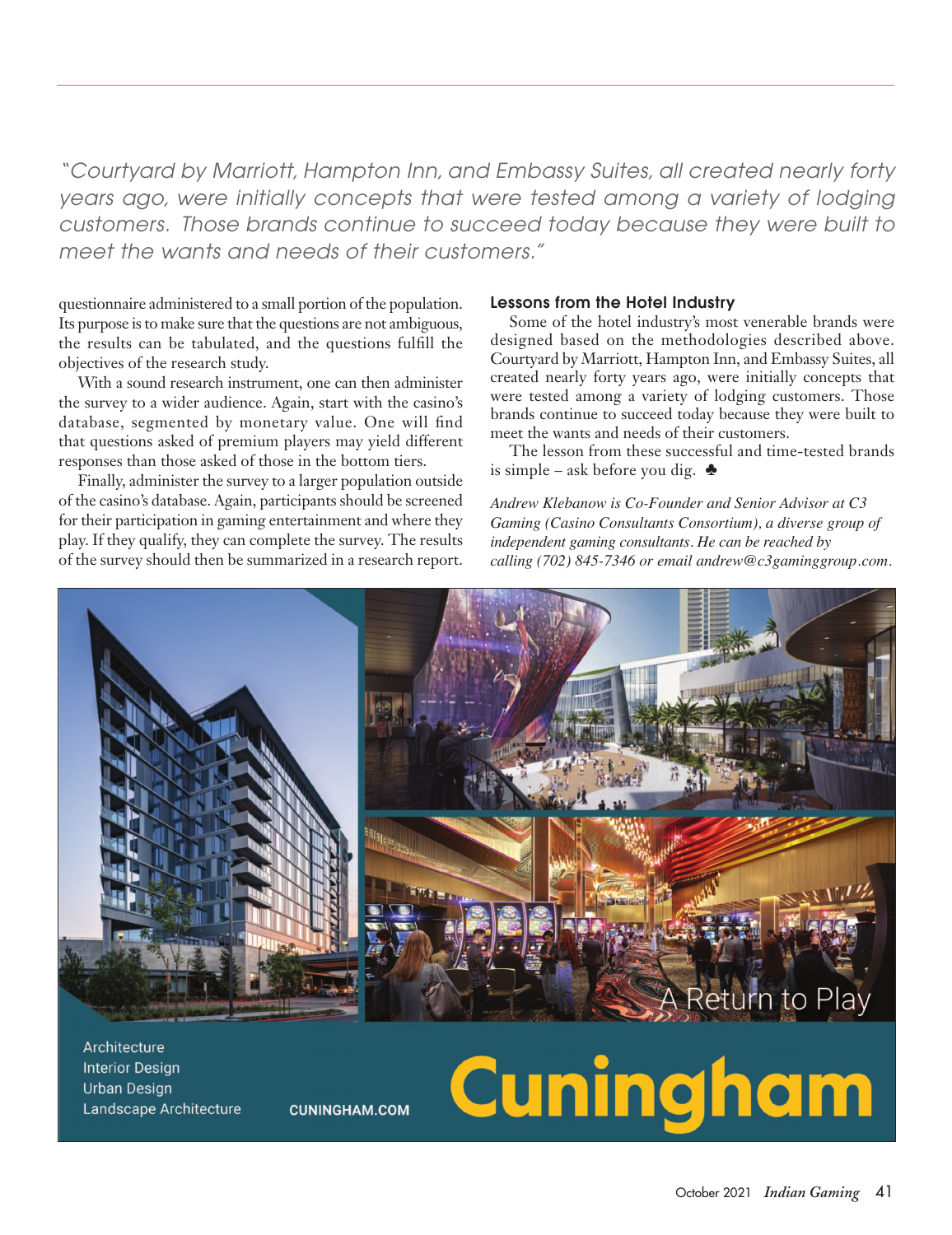*"Courtyard by Marriott, Hampton Inn, and Embassy Suites, all created nearly forty years ago, were initially concepts that were tested among a variety of lodging customers. Those brands continue to succeed today because they were built to meet the wants and needs of their customers."*

questionnaire administered to a small portion of the population. Its purpose is to make sure that the questions are not ambiguous, the results can be tabulated, and the questions fulfill the objectives of the research study.

With a sound research instrument, one can then administer the survey to a wider audience. Again, start with the casino's database, segmented by monetary value. One will find that questions asked of premium players may yield different responses than those asked of those in the bottom tiers.

Finally, administer the survey to a larger population outside of the casino's database. Again, participants should be screened for their participation in gaming entertainment and where they play. If they qualify, they can complete the survey. The results of the survey should then be summarized in a research report.

### Lessons from the Hotel Industry

Some of the hotel industry's most venerable brands were designed based on the methodologies described above. Courtyard by Marriott, Hampton Inn, and Embassy Suites, all created nearly forty years ago, were initially concepts that were tested among a variety of lodging customers. Those brands continue to succeed today because they were built to meet the wants and needs of their customers.

The lesson from these successful and time-tested brands is simple – ask before you dig. ♣

*Andrew Klebanow is Co-Founder and Senior Advisor at C3 Gaming (Casino Consultants Consortium), a diverse group of independent gaming consultants. He can be reached by calling (702) 845-7346 or email andrew@c3gaminggroup.com.*

A Return to Play

Architecture
Interior Design
Urban Design
Landscape Architecture

CUNINGHAM.COM

Cuningham